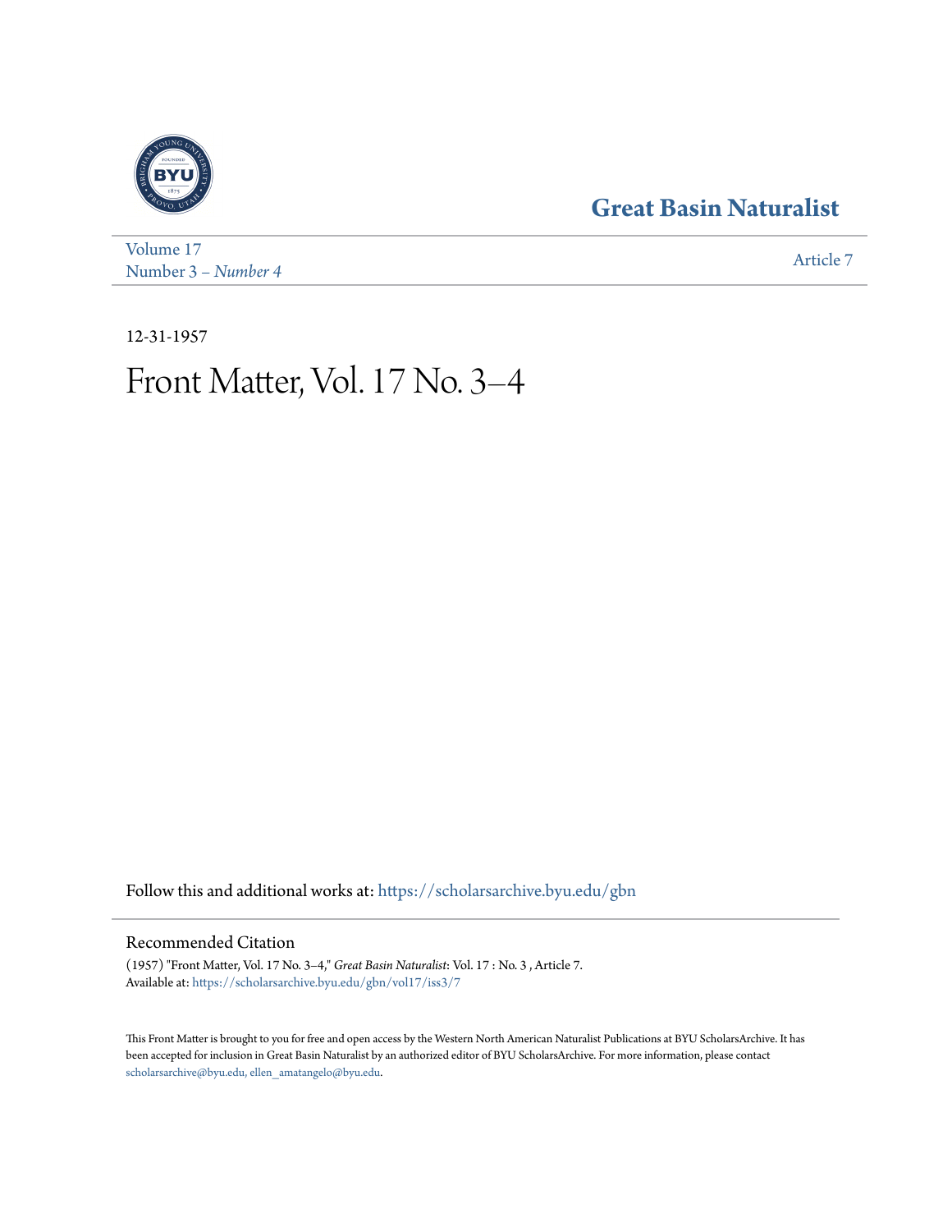Great Basin Naturalist

Volume 17
Number 3 – *Number 4*

Article 7

12-31-1957

# Front Matter, Vol. 17 No. 3–4

Follow this and additional works at: https://scholarsarchive.byu.edu/gbn

## Recommended Citation

(1957) "Front Matter, Vol. 17 No. 3–4," *Great Basin Naturalist*: Vol. 17 : No. 3 , Article 7.
Available at: https://scholarsarchive.byu.edu/gbn/vol17/iss3/7

This Front Matter is brought to you for free and open access by the Western North American Naturalist Publications at BYU ScholarsArchive. It has been accepted for inclusion in Great Basin Naturalist by an authorized editor of BYU ScholarsArchive. For more information, please contact scholarsarchive@byu.edu, ellen_amatangelo@byu.edu.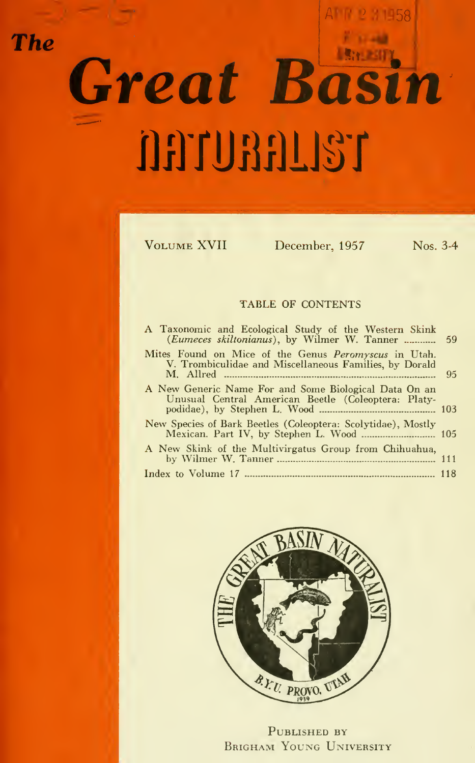# The Great Basin NATURALIST

VOLUME XVII December, 1957 Nos. 3-4

TABLE OF CONTENTS

A Taxonomic and Ecological Study of the Western Skink (*Eumeces skiltonianus*), by Wilmer W. Tanner ............ 59

Mites Found on Mice of the Genus *Peromyscus* in Utah. V. Trombiculidae and Miscellaneous Families, by Dorald M. Allred ............ 95

A New Generic Name For and Some Biological Data On an Unusual Central American Beetle (Coleoptera: Platypodidae), by Stephen L. Wood ............ 103

New Species of Bark Beetles (Coleoptera: Scolytidae), Mostly Mexican. Part IV, by Stephen L. Wood ............ 105

A New Skink of the Multivirgatus Group from Chihuahua, by Wilmer W. Tanner ............ 111

Index to Volume 17 ............ 118

PUBLISHED BY
BRIGHAM YOUNG UNIVERSITY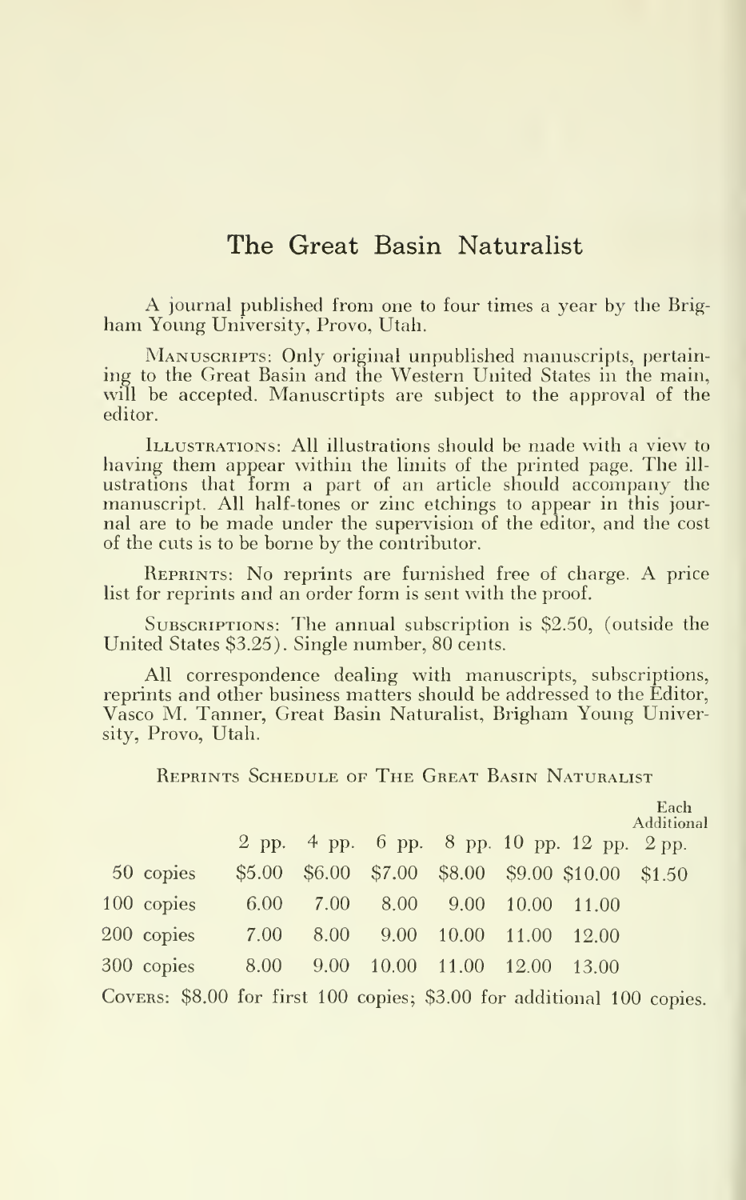# The Great Basin Naturalist

A journal published from one to four times a year by the Brigham Young University, Provo, Utah.

Manuscripts: Only original unpublished manuscripts, pertaining to the Great Basin and the Western United States in the main, will be accepted. Manuscrtipts are subject to the approval of the editor.

Illustrations: All illustrations should be made with a view to having them appear within the limits of the printed page. The illustrations that form a part of an article should accompany the manuscript. All half-tones or zinc etchings to appear in this journal are to be made under the supervision of the editor, and the cost of the cuts is to be borne by the contributor.

Reprints: No reprints are furnished free of charge. A price list for reprints and an order form is sent with the proof.

Subscriptions: The annual subscription is $2.50, (outside the United States $3.25). Single number, 80 cents.

All correspondence dealing with manuscripts, subscriptions, reprints and other business matters should be addressed to the Editor, Vasco M. Tanner, Great Basin Naturalist, Brigham Young University, Provo, Utah.

Reprints Schedule of The Great Basin Naturalist

| | 2 pp. | 4 pp. | 6 pp. | 8 pp. | 10 pp. | 12 pp. | Each Additional 2 pp. |
|---|---|---|---|---|---|---|---|
| 50 copies | $5.00 | $6.00 | $7.00 | $8.00 | $9.00 | $10.00 | $1.50 |
| 100 copies | 6.00 | 7.00 | 8.00 | 9.00 | 10.00 | 11.00 | |
| 200 copies | 7.00 | 8.00 | 9.00 | 10.00 | 11.00 | 12.00 | |
| 300 copies | 8.00 | 9.00 | 10.00 | 11.00 | 12.00 | 13.00 | |

Covers: $8.00 for first 100 copies; $3.00 for additional 100 copies.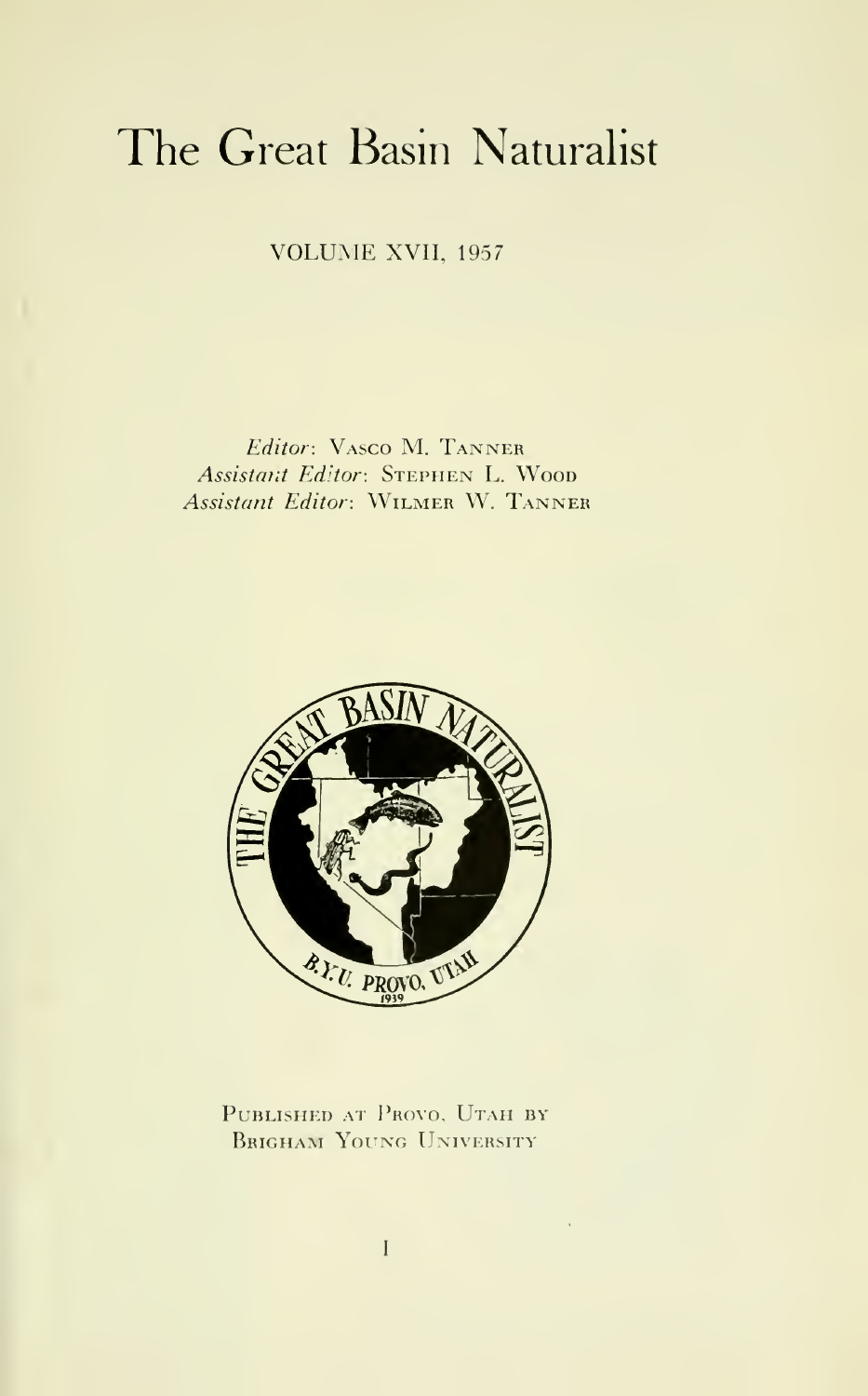# The Great Basin Naturalist

VOLUME XVII, 1957

*Editor*: VASCO M. TANNER
*Assistant Editor*: STEPHEN L. WOOD
*Assistant Editor*: WILMER W. TANNER

PUBLISHED AT PROVO, UTAH BY
BRIGHAM YOUNG UNIVERSITY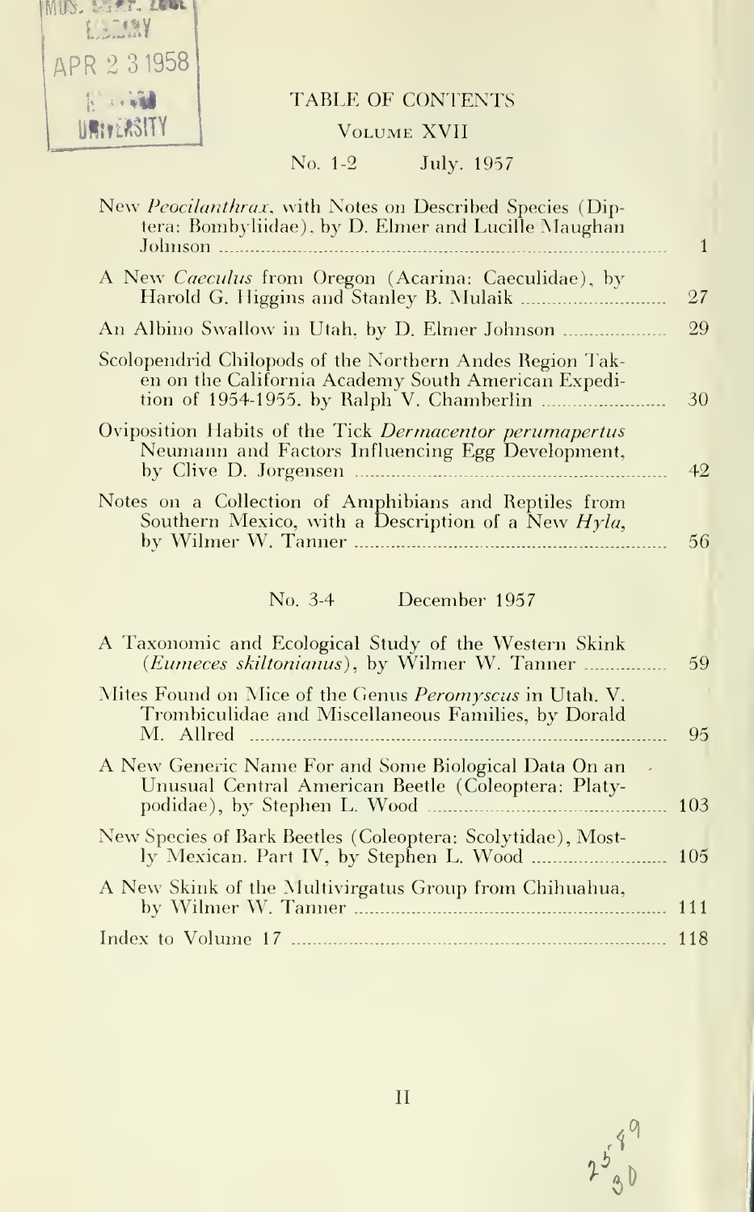# TABLE OF CONTENTS

## Volume XVII

### No. 1-2 July. 1957

| | |
|---|---|
| New *Peocilanthrax*, with Notes on Described Species (Diptera: Bombyliidae), by D. Elmer and Lucille Maughan Johnson | 1 |
| A New *Caeculus* from Oregon (Acarina: Caeculidae), by Harold G. Higgins and Stanley B. Mulaik | 27 |
| An Albino Swallow in Utah, by D. Elmer Johnson | 29 |
| Scolopendrid Chilopods of the Northern Andes Region Taken on the California Academy South American Expedition of 1954-1955. by Ralph V. Chamberlin | 30 |
| Oviposition Habits of the Tick *Dermacentor perumapertus* Neumann and Factors Influencing Egg Development, by Clive D. Jorgensen | 42 |
| Notes on a Collection of Amphibians and Reptiles from Southern Mexico, with a Description of a New *Hyla*, by Wilmer W. Tanner | 56 |

### No. 3-4 December 1957

| | |
|---|---|
| A Taxonomic and Ecological Study of the Western Skink (*Eumeces skiltonianus*), by Wilmer W. Tanner | 59 |
| Mites Found on Mice of the Genus *Peromyscus* in Utah. V. Trombiculidae and Miscellaneous Families, by Dorald M. Allred | 95 |
| A New Generic Name For and Some Biological Data On an Unusual Central American Beetle (Coleoptera: Platypodidae), by Stephen L. Wood | 103 |
| New Species of Bark Beetles (Coleoptera: Scolytidae), Mostly Mexican. Part IV, by Stephen L. Wood | 105 |
| A New Skink of the Multivirgatus Group from Chihuahua, by Wilmer W. Tanner | 111 |
| Index to Volume 17 | 118 |